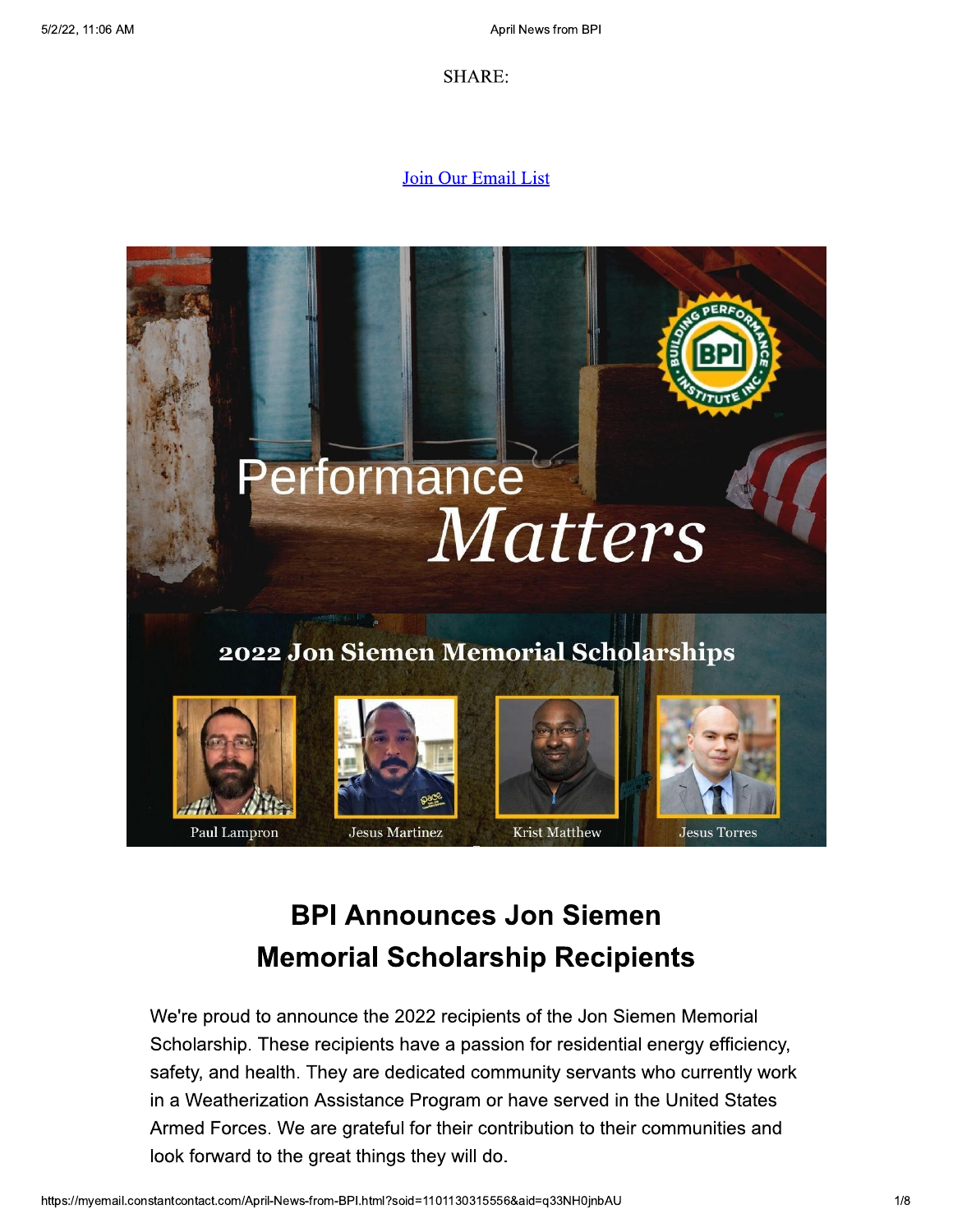SHARE:

Join Our Email List

Performance *Matters*

2022 Jon Siemen Memorial Scholarships

Paul Lampron

Jesus Martinez

Krist Matthew

Jesus Torres

# BPI Announces Jon Siemen Memorial Scholarship Recipients

We're proud to announce the 2022 recipients of the Jon Siemen Memorial Scholarship. These recipients have a passion for residential energy efficiency, safety, and health. They are dedicated community servants who currently work in a Weatherization Assistance Program or have served in the United States Armed Forces. We are grateful for their contribution to their communities and look forward to the great things they will do.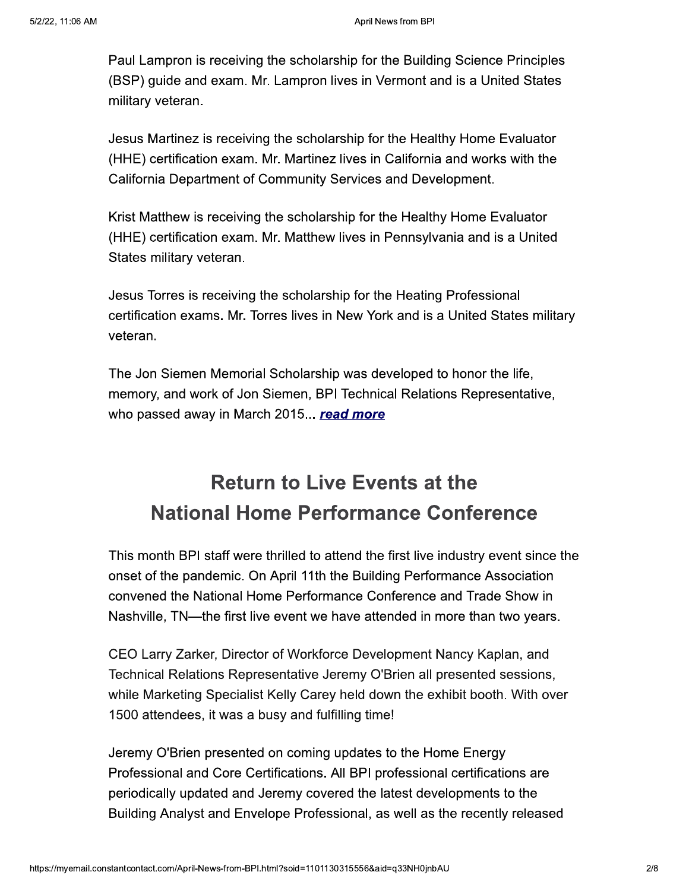Paul Lampron is receiving the scholarship for the Building Science Principles (BSP) guide and exam. Mr. Lampron lives in Vermont and is a United States military veteran.

Jesus Martinez is receiving the scholarship for the Healthy Home Evaluator (HHE) certification exam. Mr. Martinez lives in California and works with the California Department of Community Services and Development.

Krist Matthew is receiving the scholarship for the Healthy Home Evaluator (HHE) certification exam. Mr. Matthew lives in Pennsylvania and is a United States military veteran.

Jesus Torres is receiving the scholarship for the Heating Professional certification exams. Mr. Torres lives in New York and is a United States military veteran.

The Jon Siemen Memorial Scholarship was developed to honor the life, memory, and work of Jon Siemen, BPI Technical Relations Representative, who passed away in March 2015... ***read more***

## Return to Live Events at the National Home Performance Conference

This month BPI staff were thrilled to attend the first live industry event since the onset of the pandemic. On April 11th the Building Performance Association convened the National Home Performance Conference and Trade Show in Nashville, TN—the first live event we have attended in more than two years.

CEO Larry Zarker, Director of Workforce Development Nancy Kaplan, and Technical Relations Representative Jeremy O'Brien all presented sessions, while Marketing Specialist Kelly Carey held down the exhibit booth. With over 1500 attendees, it was a busy and fulfilling time!

Jeremy O'Brien presented on coming updates to the Home Energy Professional and Core Certifications. All BPI professional certifications are periodically updated and Jeremy covered the latest developments to the Building Analyst and Envelope Professional, as well as the recently released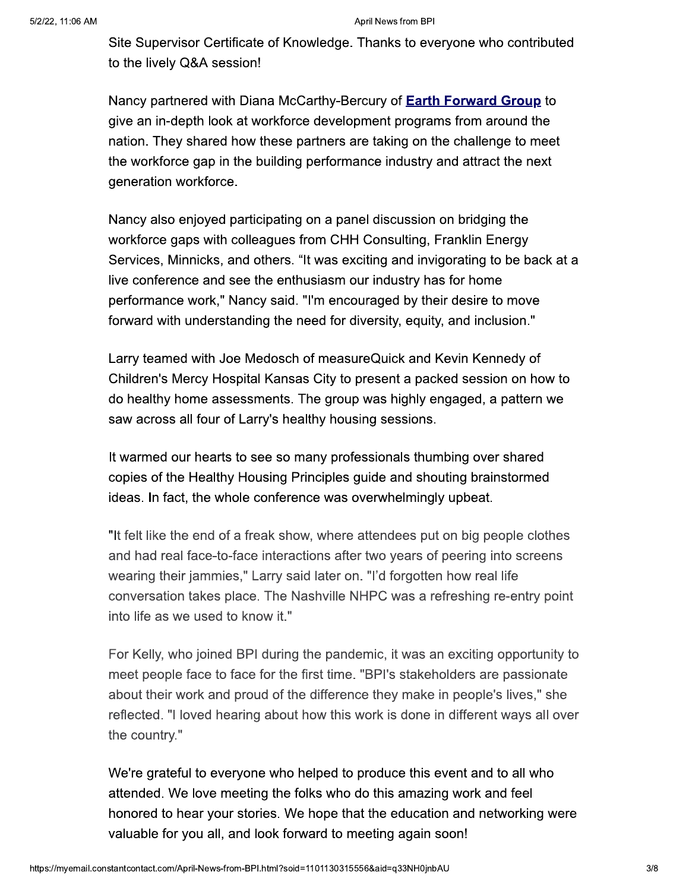Site Supervisor Certificate of Knowledge. Thanks to everyone who contributed to the lively Q&A session!

Nancy partnered with Diana McCarthy-Bercury of **Earth Forward Group** to give an in-depth look at workforce development programs from around the nation. They shared how these partners are taking on the challenge to meet the workforce gap in the building performance industry and attract the next generation workforce.

Nancy also enjoyed participating on a panel discussion on bridging the workforce gaps with colleagues from CHH Consulting, Franklin Energy Services, Minnicks, and others. "It was exciting and invigorating to be back at a live conference and see the enthusiasm our industry has for home performance work," Nancy said. "I'm encouraged by their desire to move forward with understanding the need for diversity, equity, and inclusion."

Larry teamed with Joe Medosch of measureQuick and Kevin Kennedy of Children's Mercy Hospital Kansas City to present a packed session on how to do healthy home assessments. The group was highly engaged, a pattern we saw across all four of Larry's healthy housing sessions.

It warmed our hearts to see so many professionals thumbing over shared copies of the Healthy Housing Principles guide and shouting brainstormed ideas. In fact, the whole conference was overwhelmingly upbeat.

"It felt like the end of a freak show, where attendees put on big people clothes and had real face-to-face interactions after two years of peering into screens wearing their jammies," Larry said later on. "I'd forgotten how real life conversation takes place. The Nashville NHPC was a refreshing re-entry point into life as we used to know it."

For Kelly, who joined BPI during the pandemic, it was an exciting opportunity to meet people face to face for the first time. "BPI's stakeholders are passionate about their work and proud of the difference they make in people's lives," she reflected. "I loved hearing about how this work is done in different ways all over the country."

We're grateful to everyone who helped to produce this event and to all who attended. We love meeting the folks who do this amazing work and feel honored to hear your stories. We hope that the education and networking were valuable for you all, and look forward to meeting again soon!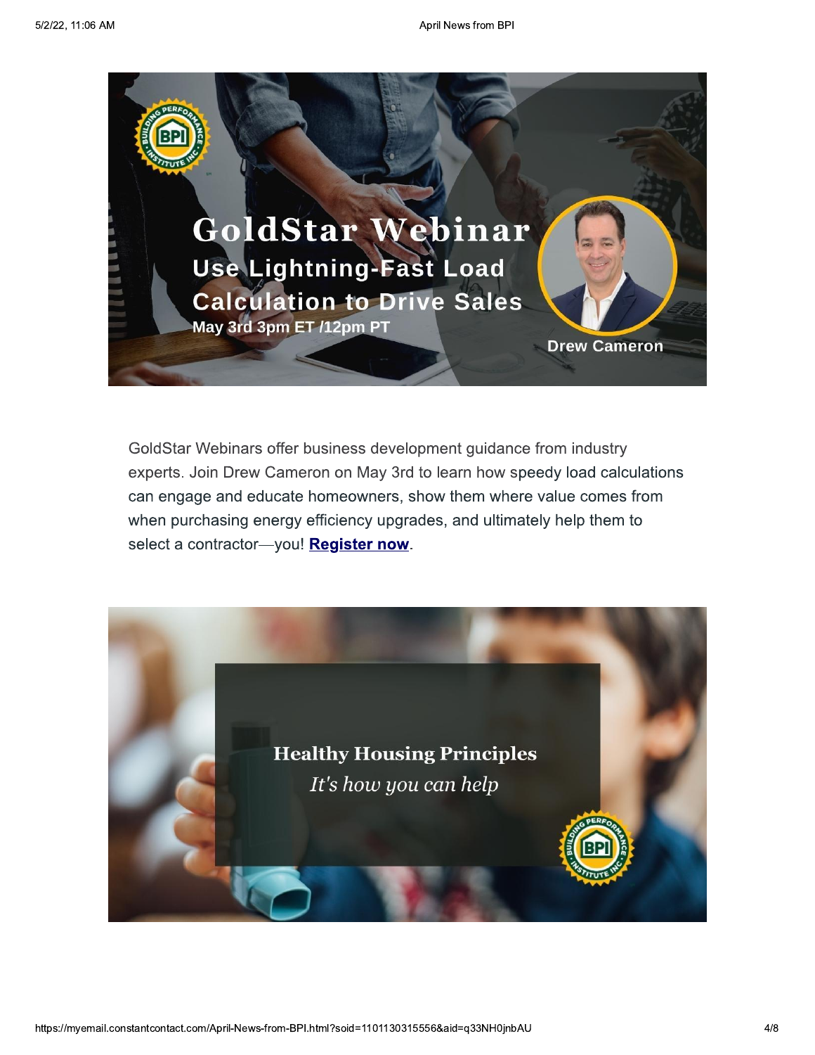# GoldStar Webinar

## Use Lightning-Fast Load Calculation to Drive Sales

May 3rd 3pm ET /12pm PT

Drew Cameron

GoldStar Webinars offer business development guidance from industry experts. Join Drew Cameron on May 3rd to learn how speedy load calculations can engage and educate homeowners, show them where value comes from when purchasing energy efficiency upgrades, and ultimately help them to select a contractor—you! **Register now**.

## Healthy Housing Principles

*It's how you can help*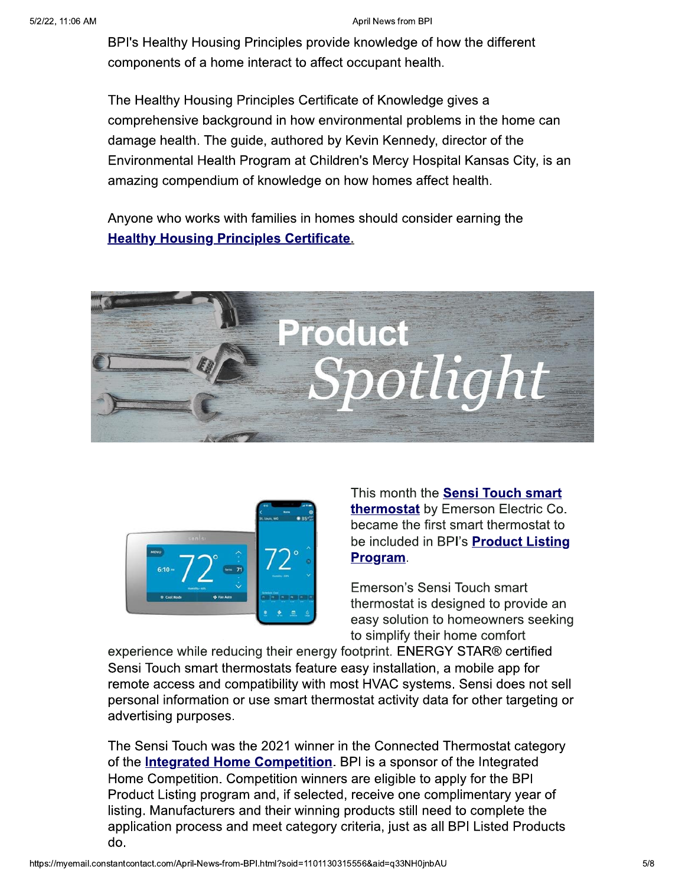BPI's Healthy Housing Principles provide knowledge of how the different components of a home interact to affect occupant health.

The Healthy Housing Principles Certificate of Knowledge gives a comprehensive background in how environmental problems in the home can damage health. The guide, authored by Kevin Kennedy, director of the Environmental Health Program at Children's Mercy Hospital Kansas City, is an amazing compendium of knowledge on how homes affect health.

Anyone who works with families in homes should consider earning the **Healthy Housing Principles Certificate.**

## Product *Spotlight*

This month the **Sensi Touch smart thermostat** by Emerson Electric Co. became the first smart thermostat to be included in BPI's **Product Listing Program**.

Emerson's Sensi Touch smart thermostat is designed to provide an easy solution to homeowners seeking to simplify their home comfort experience while reducing their energy footprint. ENERGY STAR® certified Sensi Touch smart thermostats feature easy installation, a mobile app for remote access and compatibility with most HVAC systems. Sensi does not sell personal information or use smart thermostat activity data for other targeting or advertising purposes.

The Sensi Touch was the 2021 winner in the Connected Thermostat category of the **Integrated Home Competition**. BPI is a sponsor of the Integrated Home Competition. Competition winners are eligible to apply for the BPI Product Listing program and, if selected, receive one complimentary year of listing. Manufacturers and their winning products still need to complete the application process and meet category criteria, just as all BPI Listed Products do.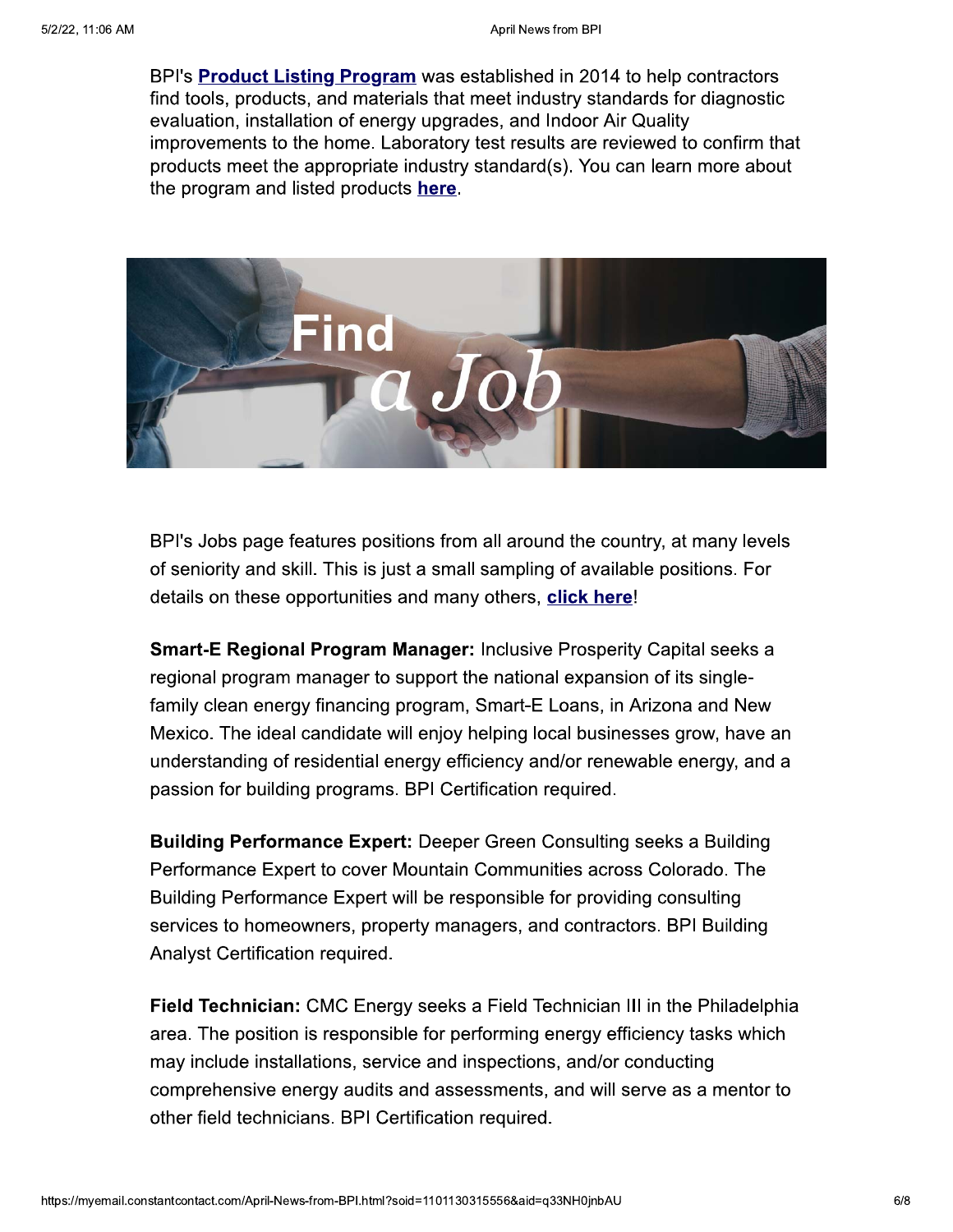BPI's **Product Listing Program** was established in 2014 to help contractors find tools, products, and materials that meet industry standards for diagnostic evaluation, installation of energy upgrades, and Indoor Air Quality improvements to the home. Laboratory test results are reviewed to confirm that products meet the appropriate industry standard(s). You can learn more about the program and listed products **here**.

BPI's Jobs page features positions from all around the country, at many levels of seniority and skill. This is just a small sampling of available positions. For details on these opportunities and many others, **click here**!

**Smart-E Regional Program Manager:** Inclusive Prosperity Capital seeks a regional program manager to support the national expansion of its single-family clean energy financing program, Smart-E Loans, in Arizona and New Mexico. The ideal candidate will enjoy helping local businesses grow, have an understanding of residential energy efficiency and/or renewable energy, and a passion for building programs. BPI Certification required.

**Building Performance Expert:** Deeper Green Consulting seeks a Building Performance Expert to cover Mountain Communities across Colorado. The Building Performance Expert will be responsible for providing consulting services to homeowners, property managers, and contractors. BPI Building Analyst Certification required.

**Field Technician:** CMC Energy seeks a Field Technician III in the Philadelphia area. The position is responsible for performing energy efficiency tasks which may include installations, service and inspections, and/or conducting comprehensive energy audits and assessments, and will serve as a mentor to other field technicians. BPI Certification required.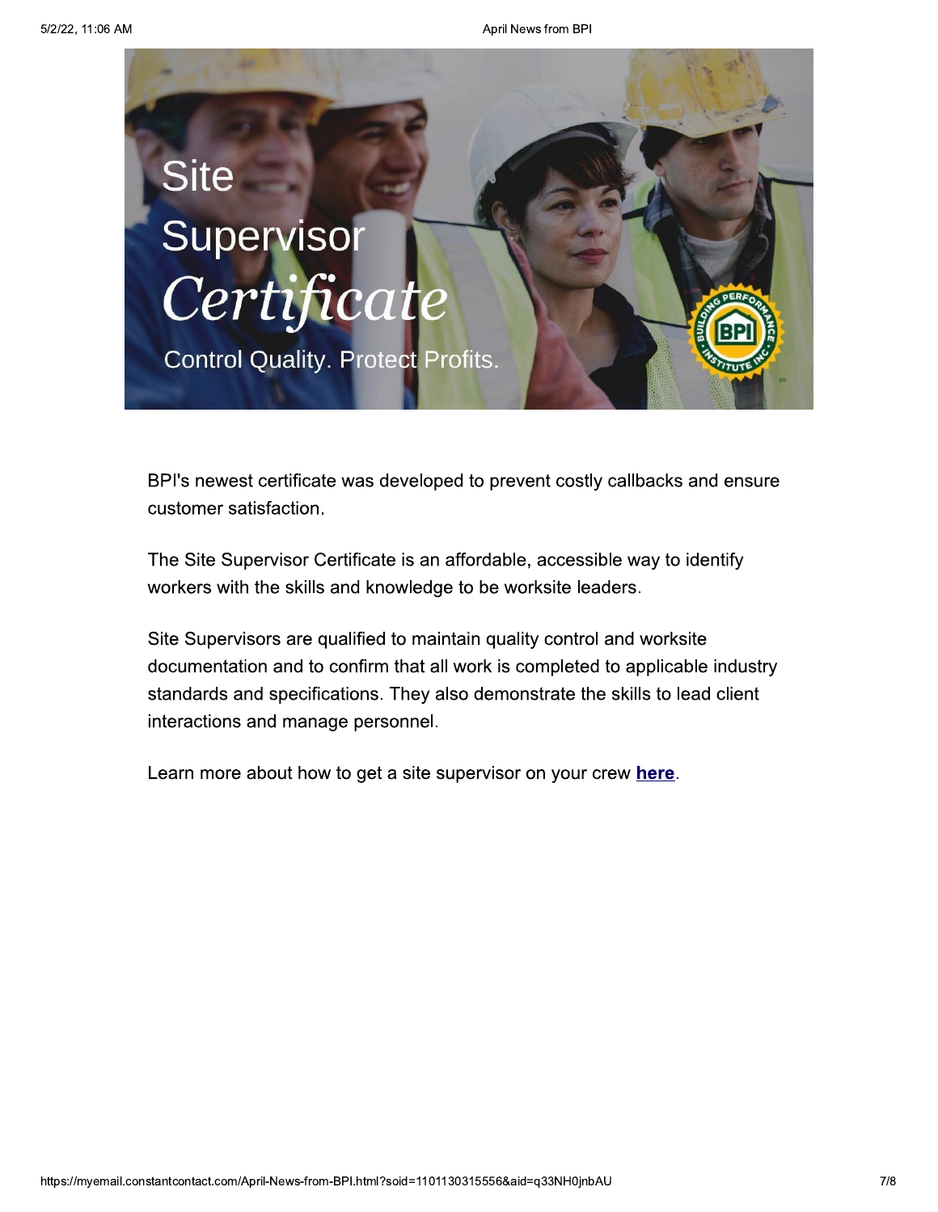# Site Supervisor *Certificate*

Control Quality. Protect Profits.

BPI's newest certificate was developed to prevent costly callbacks and ensure customer satisfaction.

The Site Supervisor Certificate is an affordable, accessible way to identify workers with the skills and knowledge to be worksite leaders.

Site Supervisors are qualified to maintain quality control and worksite documentation and to confirm that all work is completed to applicable industry standards and specifications. They also demonstrate the skills to lead client interactions and manage personnel.

Learn more about how to get a site supervisor on your crew **here**.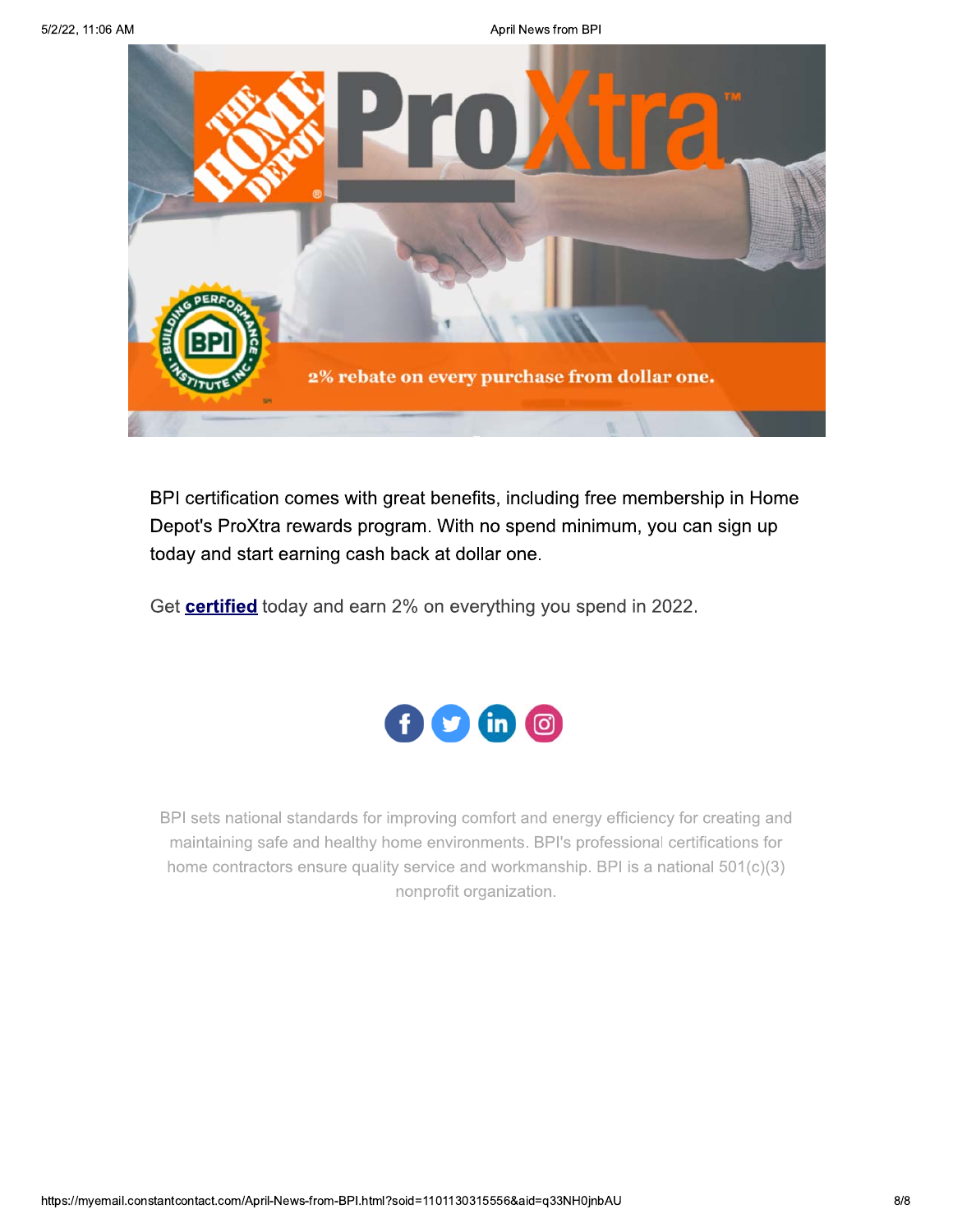BPI certification comes with great benefits, including free membership in Home Depot's ProXtra rewards program. With no spend minimum, you can sign up today and start earning cash back at dollar one.

Get **certified** today and earn 2% on everything you spend in 2022.

BPI sets national standards for improving comfort and energy efficiency for creating and maintaining safe and healthy home environments. BPI's professional certifications for home contractors ensure quality service and workmanship. BPI is a national 501(c)(3) nonprofit organization.